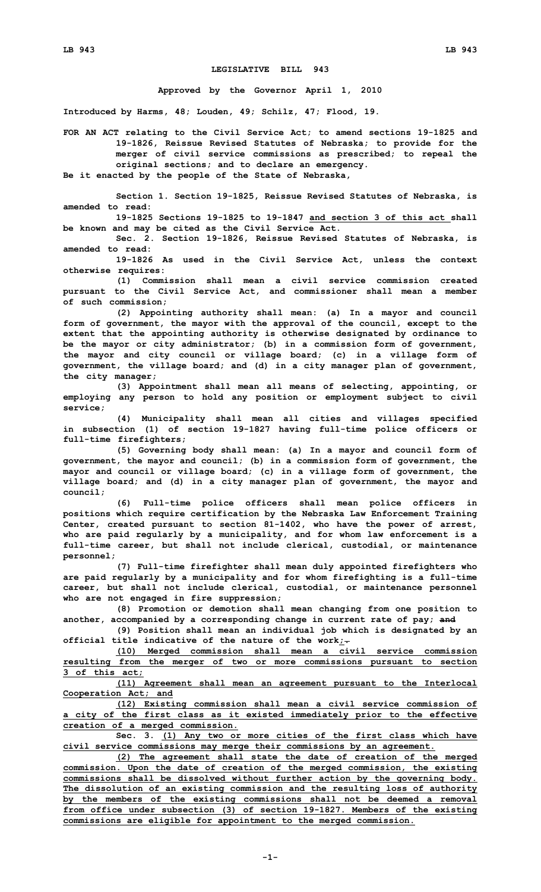# LEGISLATIVE BILL 943

**Approved by the Governor April 1, 2010**

**Introduced by Harms, 48; Louden, 49; Schilz, 47; Flood, 19.**

FOR AN ACT relating to the Civil Service Act; to amend sections 19-1825 and 19-1826, Reissue Revised Statutes of Nebraska; to provide for the merger of civil service commissions as prescribed; to repeal the original sections; and to declare an emergency.

Be it enacted by the people of the State of Nebraska,

Section 1. Section 19-1825, Reissue Revised Statutes of Nebraska, is amended to read:

19-1825 Sections 19-1825 to 19-1847 and section 3 of this act shall be known and may be cited as the Civil Service Act.

Sec. 2. Section 19-1826, Reissue Revised Statutes of Nebraska, is amended to read:

19-1826 As used in the Civil Service Act, unless the context otherwise requires:

(1) Commission shall mean a civil service commission created pursuant to the Civil Service Act, and commissioner shall mean a member of such commission;

(2) Appointing authority shall mean: (a) In a mayor and council form of government, the mayor with the approval of the council, except to the extent that the appointing authority is otherwise designated by ordinance to be the mayor or city administrator; (b) in a commission form of government, the mayor and city council or village board; (c) in a village form of government, the village board; and (d) in a city manager plan of government, the city manager;

(3) Appointment shall mean all means of selecting, appointing, or employing any person to hold any position or employment subject to civil service;

(4) Municipality shall mean all cities and villages specified in subsection (1) of section 19-1827 having full-time police officers or full-time firefighters;

(5) Governing body shall mean: (a) In a mayor and council form of government, the mayor and council; (b) in a commission form of government, the mayor and council or village board; (c) in a village form of government, the village board; and (d) in a city manager plan of government, the mayor and council;

(6) Full-time police officers shall mean police officers in positions which require certification by the Nebraska Law Enforcement Training Center, created pursuant to section 81-1402, who have the power of arrest, who are paid regularly by a municipality, and for whom law enforcement is a full-time career, but shall not include clerical, custodial, or maintenance personnel;

(7) Full-time firefighter shall mean duly appointed firefighters who are paid regularly by a municipality and for whom firefighting is a full-time career, but shall not include clerical, custodial, or maintenance personnel who are not engaged in fire suppression;

(8) Promotion or demotion shall mean changing from one position to another, accompanied by a corresponding change in current rate of pay; ~~and~~

(9) Position shall mean an individual job which is designated by an official title indicative of the nature of the work;~~.~~

(10) Merged commission shall mean a civil service commission resulting from the merger of two or more commissions pursuant to section 3 of this act;

(11) Agreement shall mean an agreement pursuant to the Interlocal Cooperation Act; and

(12) Existing commission shall mean a civil service commission of a city of the first class as it existed immediately prior to the effective creation of a merged commission.

Sec. 3. (1) Any two or more cities of the first class which have civil service commissions may merge their commissions by an agreement.

(2) The agreement shall state the date of creation of the merged commission. Upon the date of creation of the merged commission, the existing commissions shall be dissolved without further action by the governing body. The dissolution of an existing commission and the resulting loss of authority by the members of the existing commissions shall not be deemed a removal from office under subsection (3) of section 19-1827. Members of the existing commissions are eligible for appointment to the merged commission.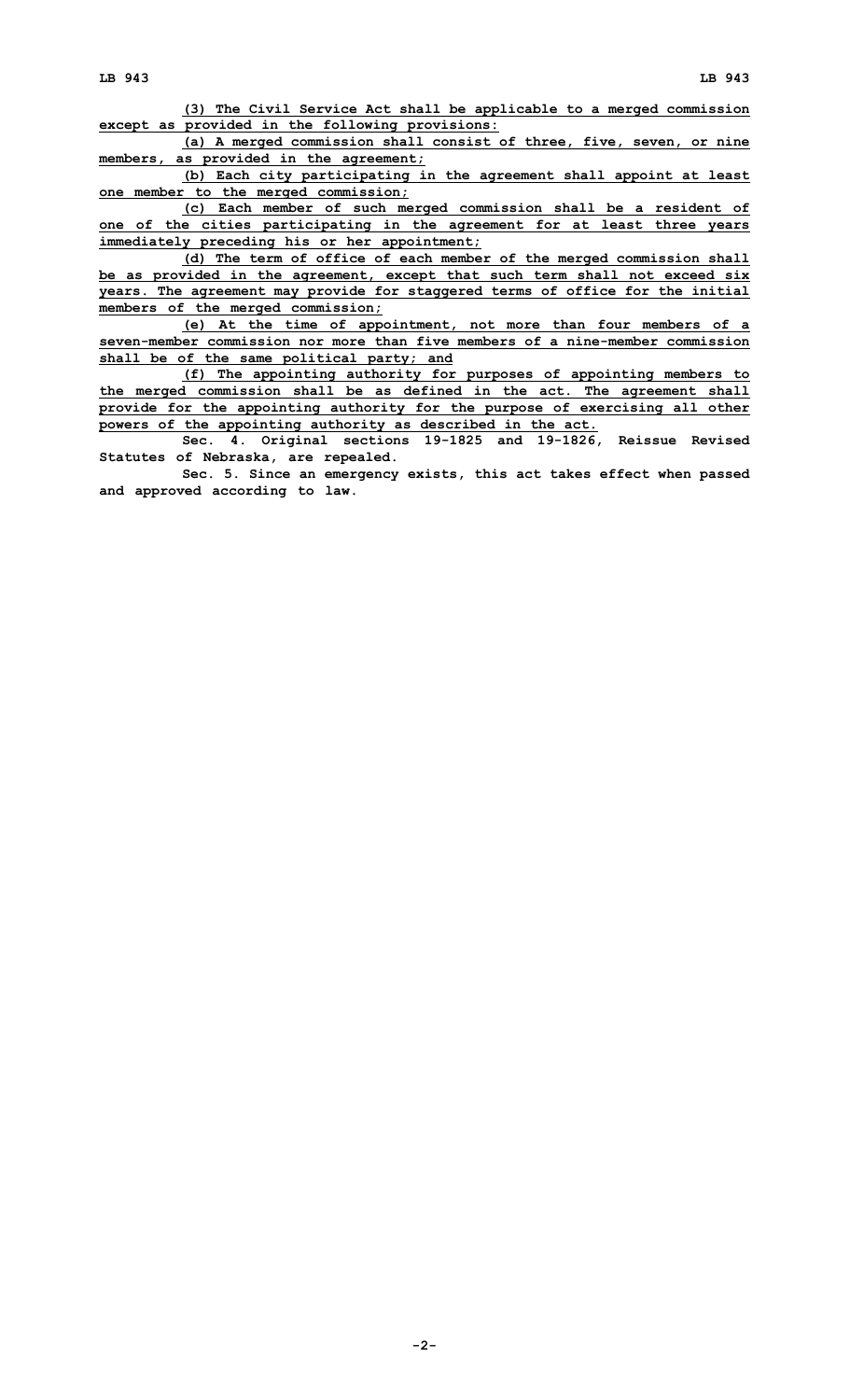(3) The Civil Service Act shall be applicable to a merged commission except as provided in the following provisions:

(a) A merged commission shall consist of three, five, seven, or nine members, as provided in the agreement;

(b) Each city participating in the agreement shall appoint at least one member to the merged commission;

(c) Each member of such merged commission shall be a resident of one of the cities participating in the agreement for at least three years immediately preceding his or her appointment;

(d) The term of office of each member of the merged commission shall be as provided in the agreement, except that such term shall not exceed six years. The agreement may provide for staggered terms of office for the initial members of the merged commission;

(e) At the time of appointment, not more than four members of a seven-member commission nor more than five members of a nine-member commission shall be of the same political party; and

(f) The appointing authority for purposes of appointing members to the merged commission shall be as defined in the act. The agreement shall provide for the appointing authority for the purpose of exercising all other powers of the appointing authority as described in the act.

Sec. 4. Original sections 19-1825 and 19-1826, Reissue Revised Statutes of Nebraska, are repealed.

Sec. 5. Since an emergency exists, this act takes effect when passed and approved according to law.